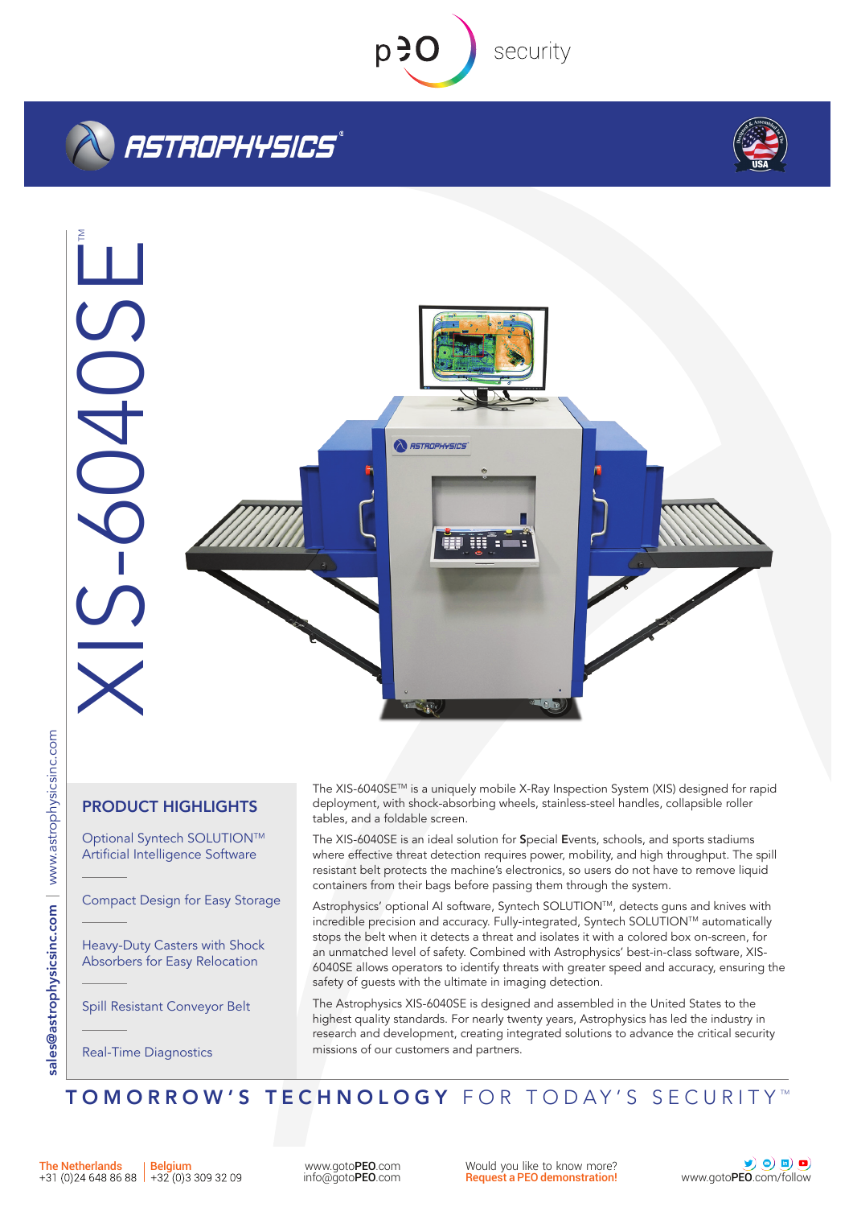peo security

ASTROPHYSICS®

# XIS-6040SE™

www.astrophysicsinc.com | sales@astrophysicsinc.com

## PRODUCT HIGHLIGHTS

- Optional Syntech SOLUTION™ Artificial Intelligence Software
- Compact Design for Easy Storage
- Heavy-Duty Casters with Shock Absorbers for Easy Relocation
- Spill Resistant Conveyor Belt
- Real-Time Diagnostics

The XIS-6040SE™ is a uniquely mobile X-Ray Inspection System (XIS) designed for rapid deployment, with shock-absorbing wheels, stainless-steel handles, collapsible roller tables, and a foldable screen.

The XIS-6040SE is an ideal solution for **S**pecial **E**vents, schools, and sports stadiums where effective threat detection requires power, mobility, and high throughput. The spill resistant belt protects the machine's electronics, so users do not have to remove liquid containers from their bags before passing them through the system.

Astrophysics' optional AI software, Syntech SOLUTION™, detects guns and knives with incredible precision and accuracy. Fully-integrated, Syntech SOLUTION™ automatically stops the belt when it detects a threat and isolates it with a colored box on-screen, for an unmatched level of safety. Combined with Astrophysics' best-in-class software, XIS-6040SE allows operators to identify threats with greater speed and accuracy, ensuring the safety of guests with the ultimate in imaging detection.

The Astrophysics XIS-6040SE is designed and assembled in the United States to the highest quality standards. For nearly twenty years, Astrophysics has led the industry in research and development, creating integrated solutions to advance the critical security missions of our customers and partners.

**TOMORROW'S TECHNOLOGY** FOR TODAY'S SECURITY™

**The Netherlands** +31 (0)24 648 86 88 | **Belgium** +32 (0)3 309 32 09

www.gotoPEO.com
info@gotoPEO.com

Would you like to know more? **Request a PEO demonstration!**

www.gotoPEO.com/follow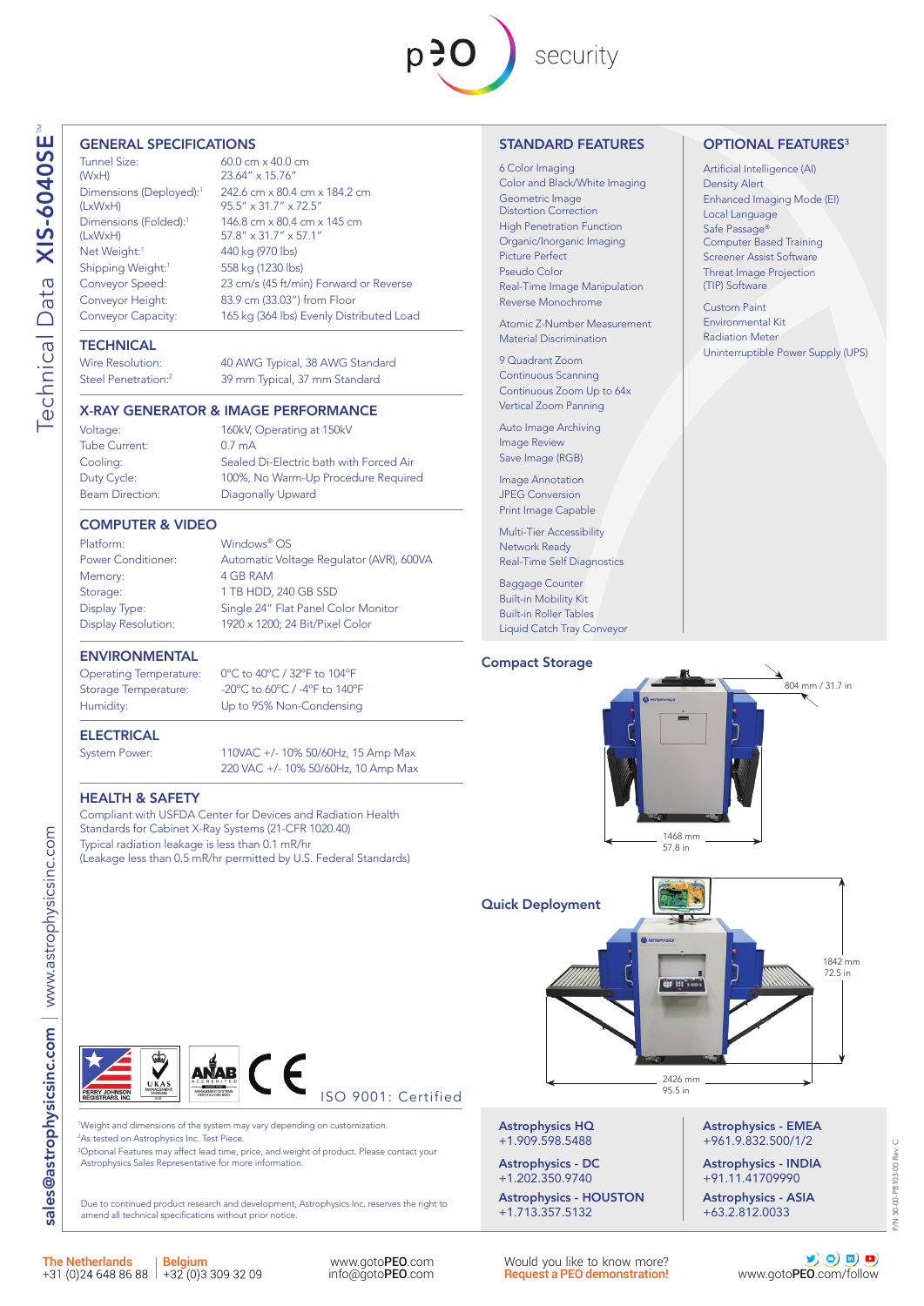# Technical Data XIS-6040SE™

## GENERAL SPECIFICATIONS

| | |
|---|---|
| Tunnel Size: (WxH) | 60.0 cm x 40.0 cm<br>23.64" x 15.76" |
| Dimensions (Deployed):[1] (LxWxH) | 242.6 cm x 80.4 cm x 184.2 cm<br>95.5" x 31.7" x 72.5" |
| Dimensions (Folded):[1] (LxWxH) | 146.8 cm x 80.4 cm x 145 cm<br>57.8" x 31.7" x 57.1" |
| Net Weight:[1] | 440 kg (970 lbs) |
| Shipping Weight:[1] | 558 kg (1230 lbs) |
| Conveyor Speed: | 23 cm/s (45 ft/min) Forward or Reverse |
| Conveyor Height: | 83.9 cm (33.03") from Floor |
| Conveyor Capacity: | 165 kg (364 lbs) Evenly Distributed Load |

## TECHNICAL

| | |
|---|---|
| Wire Resolution: | 40 AWG Typical, 38 AWG Standard |
| Steel Penetration:[2] | 39 mm Typical, 37 mm Standard |

## X-RAY GENERATOR & IMAGE PERFORMANCE

| | |
|---|---|
| Voltage: | 160kV, Operating at 150kV |
| Tube Current: | 0.7 mA |
| Cooling: | Sealed Di-Electric bath with Forced Air |
| Duty Cycle: | 100%, No Warm-Up Procedure Required |
| Beam Direction: | Diagonally Upward |

## COMPUTER & VIDEO

| | |
|---|---|
| Platform: | Windows® OS |
| Power Conditioner: | Automatic Voltage Regulator (AVR), 600VA |
| Memory: | 4 GB RAM |
| Storage: | 1 TB HDD, 240 GB SSD |
| Display Type: | Single 24" Flat Panel Color Monitor |
| Display Resolution: | 1920 x 1200; 24 Bit/Pixel Color |

## ENVIRONMENTAL

| | |
|---|---|
| Operating Temperature: | 0°C to 40°C / 32°F to 104°F |
| Storage Temperature: | -20°C to 60°C / -4°F to 140°F |
| Humidity: | Up to 95% Non-Condensing |

## ELECTRICAL

| | |
|---|---|
| System Power: | 110VAC +/- 10% 50/60Hz, 15 Amp Max<br>220 VAC +/- 10% 50/60Hz, 10 Amp Max |

## HEALTH & SAFETY

Compliant with USFDA Center for Devices and Radiation Health Standards for Cabinet X-Ray Systems (21-CFR 1020.40)
Typical radiation leakage is less than 0.1 mR/hr
(Leakage less than 0.5 mR/hr permitted by U.S. Federal Standards)

ISO 9001: Certified

[1]Weight and dimensions of the system may vary depending on customization.
[2]As tested on Astrophysics Inc. Test Piece.
[3]Optional Features may affect lead time, price, and weight of product. Please contact your Astrophysics Sales Representative for more information.

Due to continued product research and development, Astrophysics Inc. reserves the right to amend all technical specifications without prior notice.

## STANDARD FEATURES

6 Color Imaging
Color and Black/White Imaging
Geometric Image Distortion Correction
High Penetration Function
Organic/Inorganic Imaging
Picture Perfect
Pseudo Color
Real-Time Image Manipulation
Reverse Monochrome

Atomic Z-Number Measurement
Material Discrimination

9 Quadrant Zoom
Continuous Scanning
Continuous Zoom Up to 64x
Vertical Zoom Panning

Auto Image Archiving
Image Review
Save Image (RGB)

Image Annotation
JPEG Conversion
Print Image Capable

Multi-Tier Accessibility
Network Ready
Real-Time Self Diagnostics

Baggage Counter
Built-in Mobility Kit
Built-in Roller Tables
Liquid Catch Tray Conveyor

## OPTIONAL FEATURES[3]

Artificial Intelligence (AI)
Density Alert
Enhanced Imaging Mode (EI)
Local Language
Safe Passage®
Computer Based Training
Screener Assist Software
Threat Image Projection (TIP) Software

Custom Paint
Environmental Kit
Radiation Meter
Uninterruptible Power Supply (UPS)

### Compact Storage

804 mm / 31.7 in
1468 mm
57.8 in

### Quick Deployment

1842 mm
72.5 in
2426 mm
95.5 in

**Astrophysics HQ**
+1.909.598.5488

**Astrophysics - DC**
+1.202.350.9740

**Astrophysics - HOUSTON**
+1.713.357.5132

**Astrophysics - EMEA**
+961.9.832.500/1/2

**Astrophysics - INDIA**
+91.11.41709990

**Astrophysics - ASIA**
+63.2.812.0033

P/N 50-00-PB103-00 Rev. C

sales@astrophysicsinc.com | www.astrophysicsinc.com

**The Netherlands** +31 (0)24 648 86 88 | **Belgium** +32 (0)3 309 32 09

www.gotoPEO.com
info@gotoPEO.com

Would you like to know more?
**Request a PEO demonstration!**

www.gotoPEO.com/follow